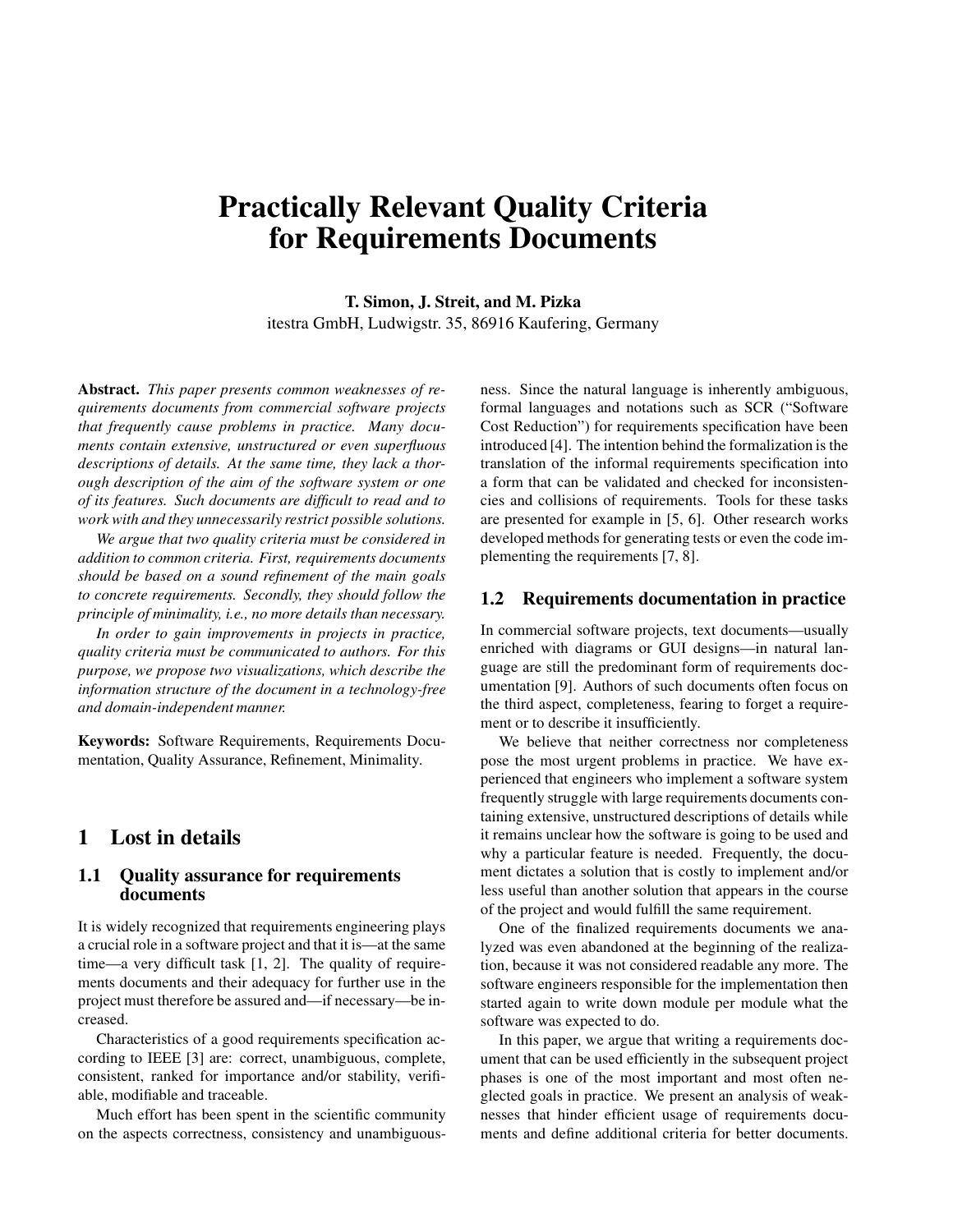# Practically Relevant Quality Criteria for Requirements Documents

**T. Simon, J. Streit, and M. Pizka**
itestra GmbH, Ludwigstr. 35, 86916 Kaufering, Germany

**Abstract.** *This paper presents common weaknesses of requirements documents from commercial software projects that frequently cause problems in practice. Many documents contain extensive, unstructured or even superfluous descriptions of details. At the same time, they lack a thorough description of the aim of the software system or one of its features. Such documents are difficult to read and to work with and they unnecessarily restrict possible solutions.*

*We argue that two quality criteria must be considered in addition to common criteria. First, requirements documents should be based on a sound refinement of the main goals to concrete requirements. Secondly, they should follow the principle of minimality, i.e., no more details than necessary.*

*In order to gain improvements in projects in practice, quality criteria must be communicated to authors. For this purpose, we propose two visualizations, which describe the information structure of the document in a technology-free and domain-independent manner.*

**Keywords:** Software Requirements, Requirements Documentation, Quality Assurance, Refinement, Minimality.

## 1 Lost in details

### 1.1 Quality assurance for requirements documents

It is widely recognized that requirements engineering plays a crucial role in a software project and that it is—at the same time—a very difficult task [1, 2]. The quality of requirements documents and their adequacy for further use in the project must therefore be assured and—if necessary—be increased.

Characteristics of a good requirements specification according to IEEE [3] are: correct, unambiguous, complete, consistent, ranked for importance and/or stability, verifiable, modifiable and traceable.

Much effort has been spent in the scientific community on the aspects correctness, consistency and unambiguousness. Since the natural language is inherently ambiguous, formal languages and notations such as SCR ("Software Cost Reduction") for requirements specification have been introduced [4]. The intention behind the formalization is the translation of the informal requirements specification into a form that can be validated and checked for inconsistencies and collisions of requirements. Tools for these tasks are presented for example in [5, 6]. Other research works developed methods for generating tests or even the code implementing the requirements [7, 8].

### 1.2 Requirements documentation in practice

In commercial software projects, text documents—usually enriched with diagrams or GUI designs—in natural language are still the predominant form of requirements documentation [9]. Authors of such documents often focus on the third aspect, completeness, fearing to forget a requirement or to describe it insufficiently.

We believe that neither correctness nor completeness pose the most urgent problems in practice. We have experienced that engineers who implement a software system frequently struggle with large requirements documents containing extensive, unstructured descriptions of details while it remains unclear how the software is going to be used and why a particular feature is needed. Frequently, the document dictates a solution that is costly to implement and/or less useful than another solution that appears in the course of the project and would fulfill the same requirement.

One of the finalized requirements documents we analyzed was even abandoned at the beginning of the realization, because it was not considered readable any more. The software engineers responsible for the implementation then started again to write down module per module what the software was expected to do.

In this paper, we argue that writing a requirements document that can be used efficiently in the subsequent project phases is one of the most important and most often neglected goals in practice. We present an analysis of weaknesses that hinder efficient usage of requirements documents and define additional criteria for better documents.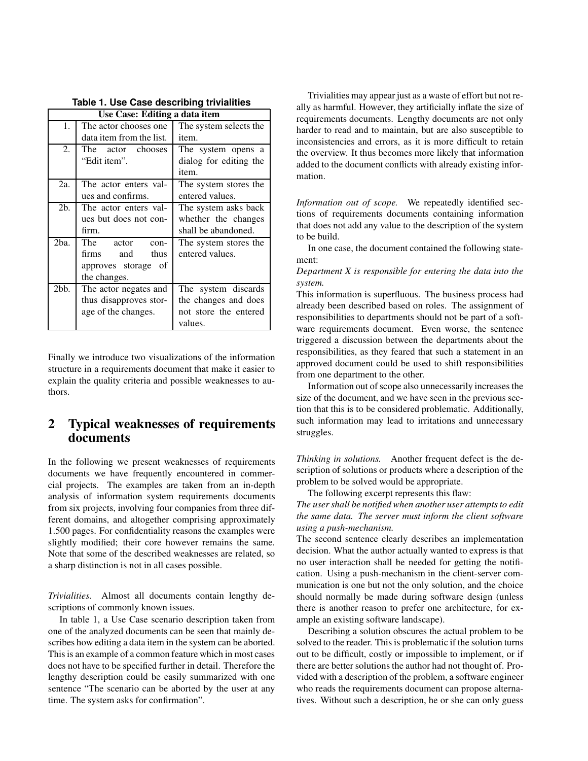**Table 1. Use Case describing trivialities**

| Use Case: Editing a data item | | |
|---|---|---|
| 1. | The actor chooses one data item from the list. | The system selects the item. |
| 2. | The actor chooses "Edit item". | The system opens a dialog for editing the item. |
| 2a. | The actor enters values and confirms. | The system stores the entered values. |
| 2b. | The actor enters values but does not confirm. | The system asks back whether the changes shall be abandoned. |
| 2ba. | The actor confirms and thus approves storage of the changes. | The system stores the entered values. |
| 2bb. | The actor negates and thus disapproves storage of the changes. | The system discards the changes and does not store the entered values. |

Finally we introduce two visualizations of the information structure in a requirements document that make it easier to explain the quality criteria and possible weaknesses to authors.

## 2 Typical weaknesses of requirements documents

In the following we present weaknesses of requirements documents we have frequently encountered in commercial projects. The examples are taken from an in-depth analysis of information system requirements documents from six projects, involving four companies from three different domains, and altogether comprising approximately 1.500 pages. For confidentiality reasons the examples were slightly modified; their core however remains the same. Note that some of the described weaknesses are related, so a sharp distinction is not in all cases possible.

*Trivialities.* Almost all documents contain lengthy descriptions of commonly known issues.

In table 1, a Use Case scenario description taken from one of the analyzed documents can be seen that mainly describes how editing a data item in the system can be aborted. This is an example of a common feature which in most cases does not have to be specified further in detail. Therefore the lengthy description could be easily summarized with one sentence "The scenario can be aborted by the user at any time. The system asks for confirmation".

Trivialities may appear just as a waste of effort but not really as harmful. However, they artificially inflate the size of requirements documents. Lengthy documents are not only harder to read and to maintain, but are also susceptible to inconsistencies and errors, as it is more difficult to retain the overview. It thus becomes more likely that information added to the document conflicts with already existing information.

*Information out of scope.* We repeatedly identified sections of requirements documents containing information that does not add any value to the description of the system to be build.

In one case, the document contained the following statement:

*Department X is responsible for entering the data into the system.*

This information is superfluous. The business process had already been described based on roles. The assignment of responsibilities to departments should not be part of a software requirements document. Even worse, the sentence triggered a discussion between the departments about the responsibilities, as they feared that such a statement in an approved document could be used to shift responsibilities from one department to the other.

Information out of scope also unnecessarily increases the size of the document, and we have seen in the previous section that this is to be considered problematic. Additionally, such information may lead to irritations and unnecessary struggles.

*Thinking in solutions.* Another frequent defect is the description of solutions or products where a description of the problem to be solved would be appropriate.

The following excerpt represents this flaw:

*The user shall be notified when another user attempts to edit the same data. The server must inform the client software using a push-mechanism.*

The second sentence clearly describes an implementation decision. What the author actually wanted to express is that no user interaction shall be needed for getting the notification. Using a push-mechanism in the client-server communication is one but not the only solution, and the choice should normally be made during software design (unless there is another reason to prefer one architecture, for example an existing software landscape).

Describing a solution obscures the actual problem to be solved to the reader. This is problematic if the solution turns out to be difficult, costly or impossible to implement, or if there are better solutions the author had not thought of. Provided with a description of the problem, a software engineer who reads the requirements document can propose alternatives. Without such a description, he or she can only guess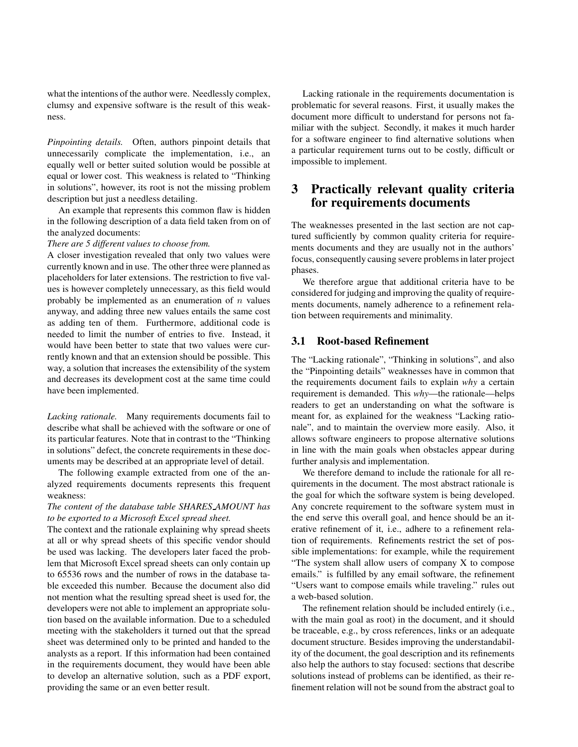what the intentions of the author were. Needlessly complex, clumsy and expensive software is the result of this weakness.

*Pinpointing details.* Often, authors pinpoint details that unnecessarily complicate the implementation, i.e., an equally well or better suited solution would be possible at equal or lower cost. This weakness is related to "Thinking in solutions", however, its root is not the missing problem description but just a needless detailing.

An example that represents this common flaw is hidden in the following description of a data field taken from on of the analyzed documents:

*There are 5 different values to choose from.*

A closer investigation revealed that only two values were currently known and in use. The other three were planned as placeholders for later extensions. The restriction to five values is however completely unnecessary, as this field would probably be implemented as an enumeration of $n$ values anyway, and adding three new values entails the same cost as adding ten of them. Furthermore, additional code is needed to limit the number of entries to five. Instead, it would have been better to state that two values were currently known and that an extension should be possible. This way, a solution that increases the extensibility of the system and decreases its development cost at the same time could have been implemented.

*Lacking rationale.* Many requirements documents fail to describe what shall be achieved with the software or one of its particular features. Note that in contrast to the "Thinking in solutions" defect, the concrete requirements in these documents may be described at an appropriate level of detail.

The following example extracted from one of the analyzed requirements documents represents this frequent weakness:

*The content of the database table SHARES_AMOUNT has to be exported to a Microsoft Excel spread sheet.*

The context and the rationale explaining why spread sheets at all or why spread sheets of this specific vendor should be used was lacking. The developers later faced the problem that Microsoft Excel spread sheets can only contain up to 65536 rows and the number of rows in the database table exceeded this number. Because the document also did not mention what the resulting spread sheet is used for, the developers were not able to implement an appropriate solution based on the available information. Due to a scheduled meeting with the stakeholders it turned out that the spread sheet was determined only to be printed and handed to the analysts as a report. If this information had been contained in the requirements document, they would have been able to develop an alternative solution, such as a PDF export, providing the same or an even better result.

Lacking rationale in the requirements documentation is problematic for several reasons. First, it usually makes the document more difficult to understand for persons not familiar with the subject. Secondly, it makes it much harder for a software engineer to find alternative solutions when a particular requirement turns out to be costly, difficult or impossible to implement.

## 3 Practically relevant quality criteria for requirements documents

The weaknesses presented in the last section are not captured sufficiently by common quality criteria for requirements documents and they are usually not in the authors' focus, consequently causing severe problems in later project phases.

We therefore argue that additional criteria have to be considered for judging and improving the quality of requirements documents, namely adherence to a refinement relation between requirements and minimality.

### 3.1 Root-based Refinement

The "Lacking rationale", "Thinking in solutions", and also the "Pinpointing details" weaknesses have in common that the requirements document fails to explain *why* a certain requirement is demanded. This *why*—the rationale—helps readers to get an understanding on what the software is meant for, as explained for the weakness "Lacking rationale", and to maintain the overview more easily. Also, it allows software engineers to propose alternative solutions in line with the main goals when obstacles appear during further analysis and implementation.

We therefore demand to include the rationale for all requirements in the document. The most abstract rationale is the goal for which the software system is being developed. Any concrete requirement to the software system must in the end serve this overall goal, and hence should be an iterative refinement of it, i.e., adhere to a refinement relation of requirements. Refinements restrict the set of possible implementations: for example, while the requirement "The system shall allow users of company X to compose emails." is fulfilled by any email software, the refinement "Users want to compose emails while traveling." rules out a web-based solution.

The refinement relation should be included entirely (i.e., with the main goal as root) in the document, and it should be traceable, e.g., by cross references, links or an adequate document structure. Besides improving the understandability of the document, the goal description and its refinements also help the authors to stay focused: sections that describe solutions instead of problems can be identified, as their refinement relation will not be sound from the abstract goal to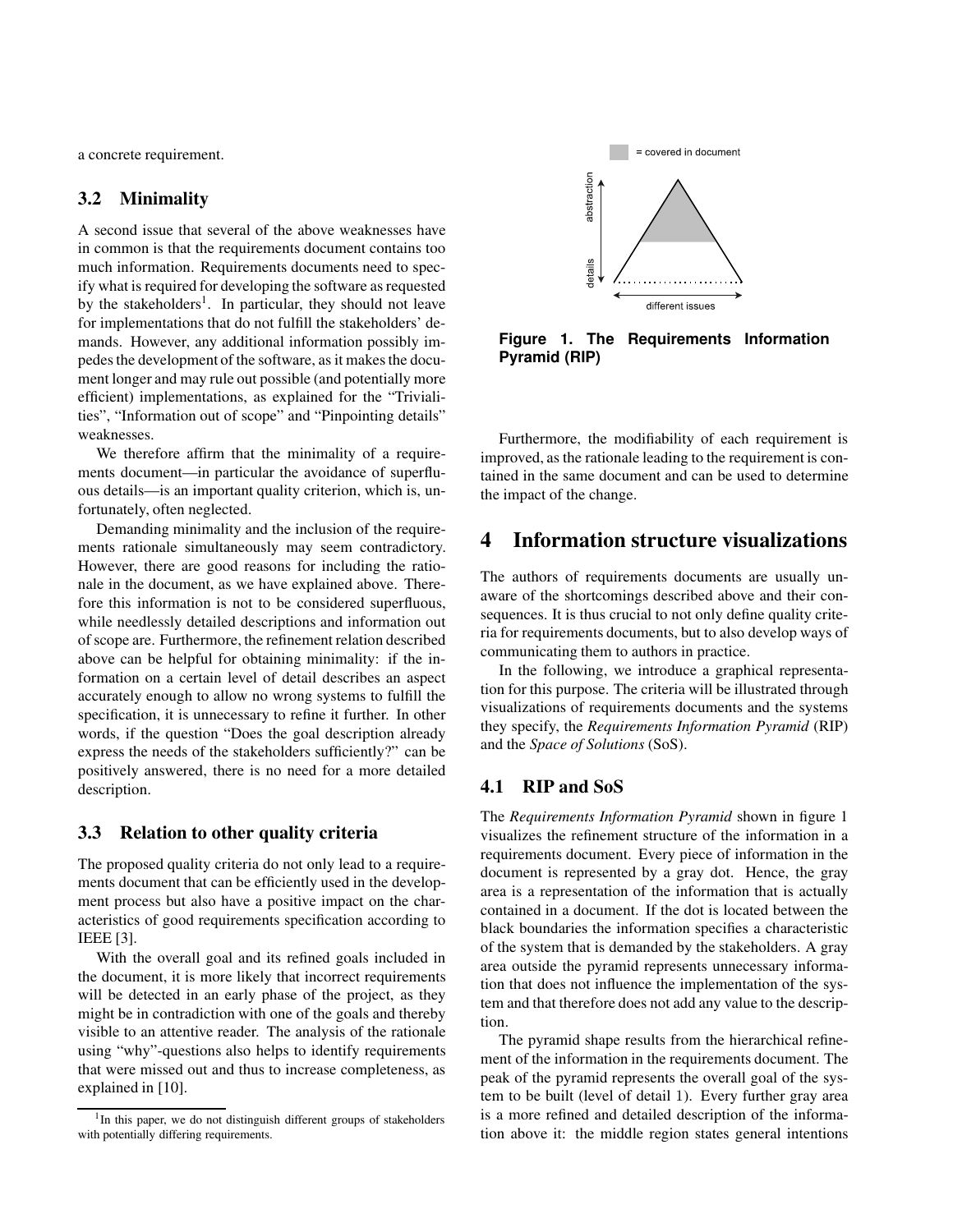a concrete requirement.

## 3.2 Minimality

A second issue that several of the above weaknesses have in common is that the requirements document contains too much information. Requirements documents need to specify what is required for developing the software as requested by the stakeholders[1]. In particular, they should not leave for implementations that do not fulfill the stakeholders' demands. However, any additional information possibly impedes the development of the software, as it makes the document longer and may rule out possible (and potentially more efficient) implementations, as explained for the "Trivialities", "Information out of scope" and "Pinpointing details" weaknesses.

We therefore affirm that the minimality of a requirements document—in particular the avoidance of superfluous details—is an important quality criterion, which is, unfortunately, often neglected.

Demanding minimality and the inclusion of the requirements rationale simultaneously may seem contradictory. However, there are good reasons for including the rationale in the document, as we have explained above. Therefore this information is not to be considered superfluous, while needlessly detailed descriptions and information out of scope are. Furthermore, the refinement relation described above can be helpful for obtaining minimality: if the information on a certain level of detail describes an aspect accurately enough to allow no wrong systems to fulfill the specification, it is unnecessary to refine it further. In other words, if the question "Does the goal description already express the needs of the stakeholders sufficiently?" can be positively answered, there is no need for a more detailed description.

## 3.3 Relation to other quality criteria

The proposed quality criteria do not only lead to a requirements document that can be efficiently used in the development process but also have a positive impact on the characteristics of good requirements specification according to IEEE [3].

With the overall goal and its refined goals included in the document, it is more likely that incorrect requirements will be detected in an early phase of the project, as they might be in contradiction with one of the goals and thereby visible to an attentive reader. The analysis of the rationale using "why"-questions also helps to identify requirements that were missed out and thus to increase completeness, as explained in [10].

[1] In this paper, we do not distinguish different groups of stakeholders with potentially differing requirements.

= covered in document

abstraction / details / different issues

**Figure 1. The Requirements Information Pyramid (RIP)**

Furthermore, the modifiability of each requirement is improved, as the rationale leading to the requirement is contained in the same document and can be used to determine the impact of the change.

# 4 Information structure visualizations

The authors of requirements documents are usually unaware of the shortcomings described above and their consequences. It is thus crucial to not only define quality criteria for requirements documents, but to also develop ways of communicating them to authors in practice.

In the following, we introduce a graphical representation for this purpose. The criteria will be illustrated through visualizations of requirements documents and the systems they specify, the *Requirements Information Pyramid* (RIP) and the *Space of Solutions* (SoS).

## 4.1 RIP and SoS

The *Requirements Information Pyramid* shown in figure 1 visualizes the refinement structure of the information in a requirements document. Every piece of information in the document is represented by a gray dot. Hence, the gray area is a representation of the information that is actually contained in a document. If the dot is located between the black boundaries the information specifies a characteristic of the system that is demanded by the stakeholders. A gray area outside the pyramid represents unnecessary information that does not influence the implementation of the system and that therefore does not add any value to the description.

The pyramid shape results from the hierarchical refinement of the information in the requirements document. The peak of the pyramid represents the overall goal of the system to be built (level of detail 1). Every further gray area is a more refined and detailed description of the information above it: the middle region states general intentions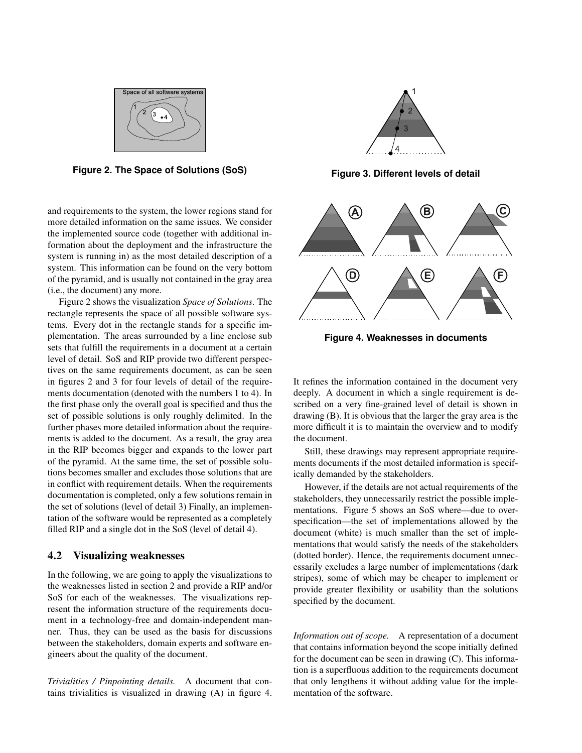Figure 2. The Space of Solutions (SoS)

Figure 3. Different levels of detail

Figure 4. Weaknesses in documents

and requirements to the system, the lower regions stand for more detailed information on the same issues. We consider the implemented source code (together with additional information about the deployment and the infrastructure the system is running in) as the most detailed description of a system. This information can be found on the very bottom of the pyramid, and is usually not contained in the gray area (i.e., the document) any more.

Figure 2 shows the visualization *Space of Solutions*. The rectangle represents the space of all possible software systems. Every dot in the rectangle stands for a specific implementation. The areas surrounded by a line enclose sub sets that fulfill the requirements in a document at a certain level of detail. SoS and RIP provide two different perspectives on the same requirements document, as can be seen in figures 2 and 3 for four levels of detail of the requirements documentation (denoted with the numbers 1 to 4). In the first phase only the overall goal is specified and thus the set of possible solutions is only roughly delimited. In the further phases more detailed information about the requirements is added to the document. As a result, the gray area in the RIP becomes bigger and expands to the lower part of the pyramid. At the same time, the set of possible solutions becomes smaller and excludes those solutions that are in conflict with requirement details. When the requirements documentation is completed, only a few solutions remain in the set of solutions (level of detail 3) Finally, an implementation of the software would be represented as a completely filled RIP and a single dot in the SoS (level of detail 4).

## 4.2 Visualizing weaknesses

In the following, we are going to apply the visualizations to the weaknesses listed in section 2 and provide a RIP and/or SoS for each of the weaknesses. The visualizations represent the information structure of the requirements document in a technology-free and domain-independent manner. Thus, they can be used as the basis for discussions between the stakeholders, domain experts and software engineers about the quality of the document.

*Trivialities / Pinpointing details.* A document that contains trivialities is visualized in drawing (A) in figure 4. It refines the information contained in the document very deeply. A document in which a single requirement is described on a very fine-grained level of detail is shown in drawing (B). It is obvious that the larger the gray area is the more difficult it is to maintain the overview and to modify the document.

Still, these drawings may represent appropriate requirements documents if the most detailed information is specifically demanded by the stakeholders.

However, if the details are not actual requirements of the stakeholders, they unnecessarily restrict the possible implementations. Figure 5 shows an SoS where—due to overspecification—the set of implementations allowed by the document (white) is much smaller than the set of implementations that would satisfy the needs of the stakeholders (dotted border). Hence, the requirements document unnecessarily excludes a large number of implementations (dark stripes), some of which may be cheaper to implement or provide greater flexibility or usability than the solutions specified by the document.

*Information out of scope.* A representation of a document that contains information beyond the scope initially defined for the document can be seen in drawing (C). This information is a superfluous addition to the requirements document that only lengthens it without adding value for the implementation of the software.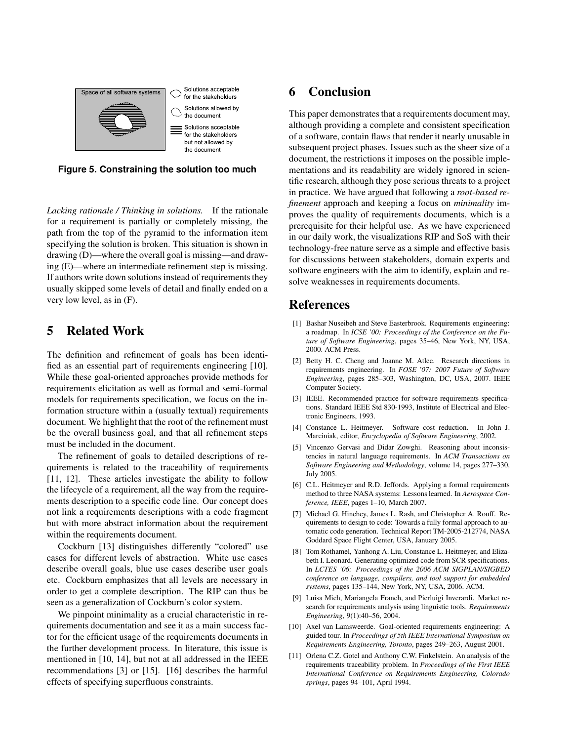Space of all software systems

Solutions acceptable for the stakeholders

Solutions allowed by the document

Solutions acceptable for the stakeholders but not allowed by the document

**Figure 5. Constraining the solution too much**

*Lacking rationale / Thinking in solutions.* If the rationale for a requirement is partially or completely missing, the path from the top of the pyramid to the information item specifying the solution is broken. This situation is shown in drawing (D)—where the overall goal is missing—and drawing (E)—where an intermediate refinement step is missing. If authors write down solutions instead of requirements they usually skipped some levels of detail and finally ended on a very low level, as in (F).

## 5 Related Work

The definition and refinement of goals has been identified as an essential part of requirements engineering [10]. While these goal-oriented approaches provide methods for requirements elicitation as well as formal and semi-formal models for requirements specification, we focus on the information structure within a (usually textual) requirements document. We highlight that the root of the refinement must be the overall business goal, and that all refinement steps must be included in the document.

The refinement of goals to detailed descriptions of requirements is related to the traceability of requirements [11, 12]. These articles investigate the ability to follow the lifecycle of a requirement, all the way from the requirements description to a specific code line. Our concept does not link a requirements descriptions with a code fragment but with more abstract information about the requirement within the requirements document.

Cockburn [13] distinguishes differently "colored" use cases for different levels of abstraction. White use cases describe overall goals, blue use cases describe user goals etc. Cockburn emphasizes that all levels are necessary in order to get a complete description. The RIP can thus be seen as a generalization of Cockburn's color system.

We pinpoint minimality as a crucial characteristic in requirements documentation and see it as a main success factor for the efficient usage of the requirements documents in the further development process. In literature, this issue is mentioned in [10, 14], but not at all addressed in the IEEE recommendations [3] or [15]. [16] describes the harmful effects of specifying superfluous constraints.

## 6 Conclusion

This paper demonstrates that a requirements document may, although providing a complete and consistent specification of a software, contain flaws that render it nearly unusable in subsequent project phases. Issues such as the sheer size of a document, the restrictions it imposes on the possible implementations and its readability are widely ignored in scientific research, although they pose serious threats to a project in practice. We have argued that following a *root-based refinement* approach and keeping a focus on *minimality* improves the quality of requirements documents, which is a prerequisite for their helpful use. As we have experienced in our daily work, the visualizations RIP and SoS with their technology-free nature serve as a simple and effective basis for discussions between stakeholders, domain experts and software engineers with the aim to identify, explain and resolve weaknesses in requirements documents.

## References

[1] Bashar Nuseibeh and Steve Easterbrook. Requirements engineering: a roadmap. In *ICSE '00: Proceedings of the Conference on the Future of Software Engineering*, pages 35–46, New York, NY, USA, 2000. ACM Press.

[2] Betty H. C. Cheng and Joanne M. Atlee. Research directions in requirements engineering. In *FOSE '07: 2007 Future of Software Engineering*, pages 285–303, Washington, DC, USA, 2007. IEEE Computer Society.

[3] IEEE. Recommended practice for software requirements specifications. Standard IEEE Std 830-1993, Institute of Electrical and Electronic Engineers, 1993.

[4] Constance L. Heitmeyer. Software cost reduction. In John J. Marciniak, editor, *Encyclopedia of Software Engineering*, 2002.

[5] Vincenzo Gervasi and Didar Zowghi. Reasoning about inconsistencies in natural language requirements. In *ACM Transactions on Software Engineering and Methodology*, volume 14, pages 277–330, July 2005.

[6] C.L. Heitmeyer and R.D. Jeffords. Applying a formal requirements method to three NASA systems: Lessons learned. In *Aerospace Conference, IEEE*, pages 1–10, March 2007.

[7] Michael G. Hinchey, James L. Rash, and Christopher A. Rouff. Requirements to design to code: Towards a fully formal approach to automatic code generation. Technical Report TM-2005-212774, NASA Goddard Space Flight Center, USA, January 2005.

[8] Tom Rothamel, Yanhong A. Liu, Constance L. Heitmeyer, and Elizabeth I. Leonard. Generating optimized code from SCR specifications. In *LCTES '06: Proceedings of the 2006 ACM SIGPLAN/SIGBED conference on language, compilers, and tool support for embedded systems*, pages 135–144, New York, NY, USA, 2006. ACM.

[9] Luisa Mich, Mariangela Franch, and Pierluigi Inverardi. Market research for requirements analysis using linguistic tools. *Requirements Engineering*, 9(1):40–56, 2004.

[10] Axel van Lamsweerde. Goal-oriented requirements engineering: A guided tour. In *Proceedings of 5th IEEE International Symposium on Requirements Engineering, Toronto*, pages 249–263, August 2001.

[11] Orlena C.Z. Gotel and Anthony C.W. Finkelstein. An analysis of the requirements traceability problem. In *Proceedings of the First IEEE International Conference on Requirements Engineering, Colorado springs*, pages 94–101, April 1994.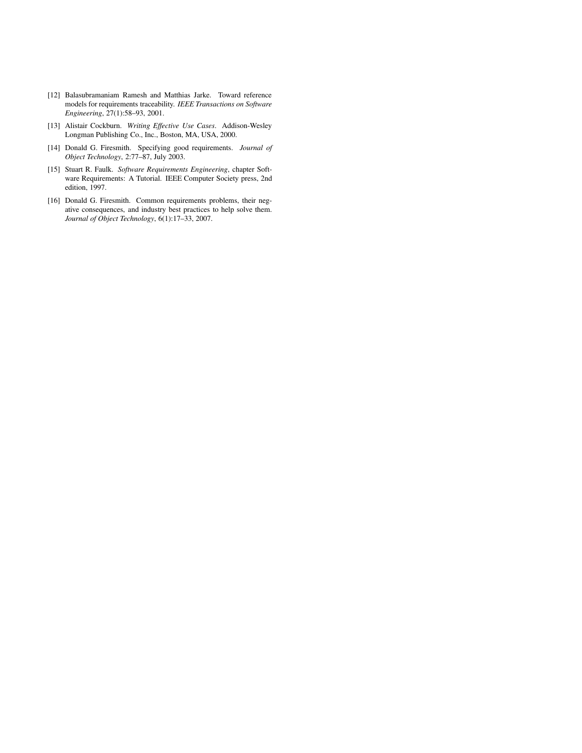[12] Balasubramaniam Ramesh and Matthias Jarke. Toward reference models for requirements traceability. *IEEE Transactions on Software Engineering*, 27(1):58–93, 2001.

[13] Alistair Cockburn. *Writing Effective Use Cases*. Addison-Wesley Longman Publishing Co., Inc., Boston, MA, USA, 2000.

[14] Donald G. Firesmith. Specifying good requirements. *Journal of Object Technology*, 2:77–87, July 2003.

[15] Stuart R. Faulk. *Software Requirements Engineering*, chapter Software Requirements: A Tutorial. IEEE Computer Society press, 2nd edition, 1997.

[16] Donald G. Firesmith. Common requirements problems, their negative consequences, and industry best practices to help solve them. *Journal of Object Technology*, 6(1):17–33, 2007.